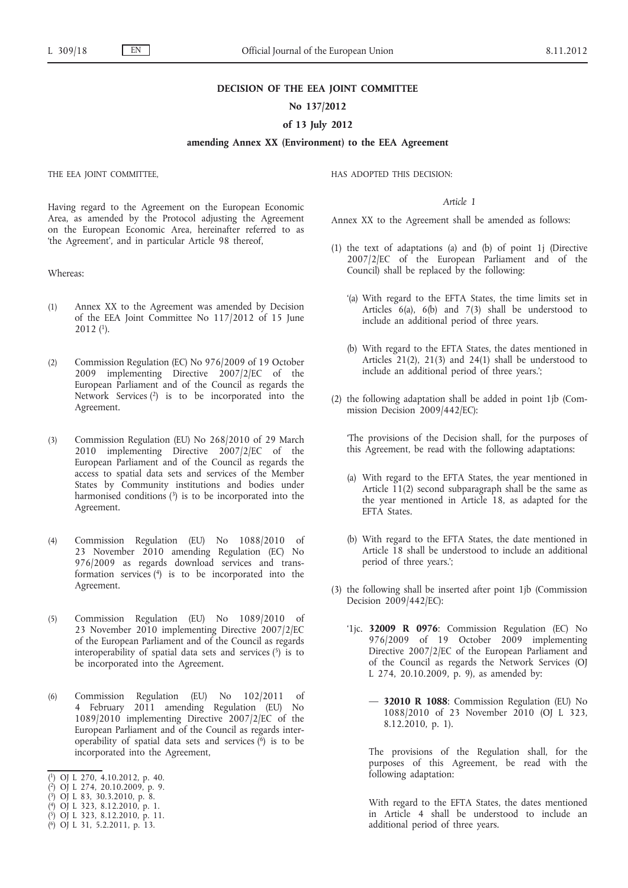**DECISION OF THE EEA JOINT COMMITTEE**

**No 137/2012**

**of 13 July 2012**

**amending Annex XX (Environment) to the EEA Agreement**

THE EEA JOINT COMMITTEE,

Having regard to the Agreement on the European Economic Area, as amended by the Protocol adjusting the Agreement on the European Economic Area, hereinafter referred to as 'the Agreement', and in particular Article 98 thereof,

Whereas:

(1) Annex XX to the Agreement was amended by Decision of the EEA Joint Committee No 117/2012 of 15 June 2012 [1].

(2) Commission Regulation (EC) No 976/2009 of 19 October 2009 implementing Directive 2007/2/EC of the European Parliament and of the Council as regards the Network Services [2] is to be incorporated into the Agreement.

(3) Commission Regulation (EU) No 268/2010 of 29 March 2010 implementing Directive 2007/2/EC of the European Parliament and of the Council as regards the access to spatial data sets and services of the Member States by Community institutions and bodies under harmonised conditions [3] is to be incorporated into the Agreement.

(4) Commission Regulation (EU) No 1088/2010 of 23 November 2010 amending Regulation (EC) No 976/2009 as regards download services and transformation services [4] is to be incorporated into the Agreement.

(5) Commission Regulation (EU) No 1089/2010 of 23 November 2010 implementing Directive 2007/2/EC of the European Parliament and of the Council as regards interoperability of spatial data sets and services [5] is to be incorporated into the Agreement.

(6) Commission Regulation (EU) No 102/2011 of 4 February 2011 amending Regulation (EU) No 1089/2010 implementing Directive 2007/2/EC of the European Parliament and of the Council as regards interoperability of spatial data sets and services [6] is to be incorporated into the Agreement,

HAS ADOPTED THIS DECISION:

*Article 1*

Annex XX to the Agreement shall be amended as follows:

(1) the text of adaptations (a) and (b) of point 1j (Directive 2007/2/EC of the European Parliament and of the Council) shall be replaced by the following:

'(a) With regard to the EFTA States, the time limits set in Articles 6(a), 6(b) and 7(3) shall be understood to include an additional period of three years.

(b) With regard to the EFTA States, the dates mentioned in Articles 21(2), 21(3) and 24(1) shall be understood to include an additional period of three years.';

(2) the following adaptation shall be added in point 1jb (Commission Decision 2009/442/EC):

'The provisions of the Decision shall, for the purposes of this Agreement, be read with the following adaptations:

(a) With regard to the EFTA States, the year mentioned in Article 11(2) second subparagraph shall be the same as the year mentioned in Article 18, as adapted for the EFTA States.

(b) With regard to the EFTA States, the date mentioned in Article 18 shall be understood to include an additional period of three years.';

(3) the following shall be inserted after point 1jb (Commission Decision 2009/442/EC):

'1jc. **32009 R 0976**: Commission Regulation (EC) No 976/2009 of 19 October 2009 implementing Directive 2007/2/EC of the European Parliament and of the Council as regards the Network Services (OJ L 274, 20.10.2009, p. 9), as amended by:

— **32010 R 1088**: Commission Regulation (EU) No 1088/2010 of 23 November 2010 (OJ L 323, 8.12.2010, p. 1).

The provisions of the Regulation shall, for the purposes of this Agreement, be read with the following adaptation:

With regard to the EFTA States, the dates mentioned in Article 4 shall be understood to include an additional period of three years.

[1] OJ L 270, 4.10.2012, p. 40.
[2] OJ L 274, 20.10.2009, p. 9.
[3] OJ L 83, 30.3.2010, p. 8.
[4] OJ L 323, 8.12.2010, p. 1.
[5] OJ L 323, 8.12.2010, p. 11.
[6] OJ L 31, 5.2.2011, p. 13.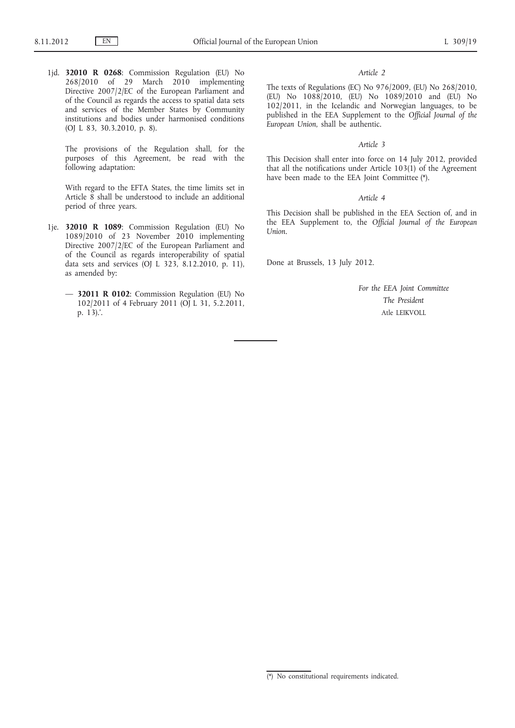1jd. **32010 R 0268**: Commission Regulation (EU) No 268/2010 of 29 March 2010 implementing Directive 2007/2/EC of the European Parliament and of the Council as regards the access to spatial data sets and services of the Member States by Community institutions and bodies under harmonised conditions (OJ L 83, 30.3.2010, p. 8).

The provisions of the Regulation shall, for the purposes of this Agreement, be read with the following adaptation:

With regard to the EFTA States, the time limits set in Article 8 shall be understood to include an additional period of three years.

1je. **32010 R 1089**: Commission Regulation (EU) No 1089/2010 of 23 November 2010 implementing Directive 2007/2/EC of the European Parliament and of the Council as regards interoperability of spatial data sets and services (OJ L 323, 8.12.2010, p. 11), as amended by:

— **32011 R 0102**: Commission Regulation (EU) No 102/2011 of 4 February 2011 (OJ L 31, 5.2.2011, p. 13).'.

*Article 2*

The texts of Regulations (EC) No 976/2009, (EU) No 268/2010, (EU) No 1088/2010, (EU) No 1089/2010 and (EU) No 102/2011, in the Icelandic and Norwegian languages, to be published in the EEA Supplement to the *Official Journal of the European Union*, shall be authentic.

*Article 3*

This Decision shall enter into force on 14 July 2012, provided that all the notifications under Article 103(1) of the Agreement have been made to the EEA Joint Committee (*).

*Article 4*

This Decision shall be published in the EEA Section of, and in the EEA Supplement to, the *Official Journal of the European Union*.

Done at Brussels, 13 July 2012.

*For the EEA Joint Committee*

*The President*

Atle LEIKVOLL

(*) No constitutional requirements indicated.